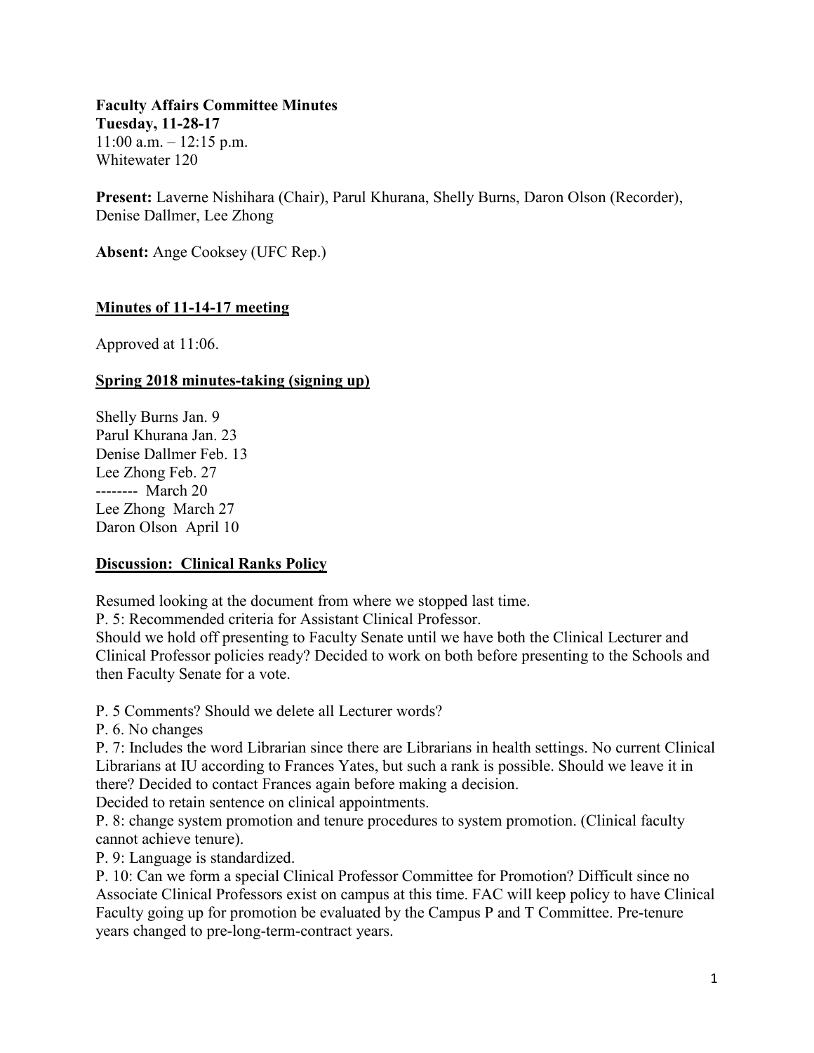**Faculty Affairs Committee Minutes**
**Tuesday, 11-28-17**
11:00 a.m. – 12:15 p.m.
Whitewater 120

**Present:** Laverne Nishihara (Chair), Parul Khurana, Shelly Burns, Daron Olson (Recorder), Denise Dallmer, Lee Zhong

**Absent:** Ange Cooksey (UFC Rep.)

## Minutes of 11-14-17 meeting

Approved at 11:06.

## Spring 2018 minutes-taking (signing up)

Shelly Burns Jan. 9
Parul Khurana Jan. 23
Denise Dallmer Feb. 13
Lee Zhong Feb. 27
-------- March 20
Lee Zhong March 27
Daron Olson April 10

## Discussion: Clinical Ranks Policy

Resumed looking at the document from where we stopped last time.
P. 5: Recommended criteria for Assistant Clinical Professor.
Should we hold off presenting to Faculty Senate until we have both the Clinical Lecturer and Clinical Professor policies ready? Decided to work on both before presenting to the Schools and then Faculty Senate for a vote.

P. 5 Comments? Should we delete all Lecturer words?
P. 6. No changes
P. 7: Includes the word Librarian since there are Librarians in health settings. No current Clinical Librarians at IU according to Frances Yates, but such a rank is possible. Should we leave it in there? Decided to contact Frances again before making a decision.
Decided to retain sentence on clinical appointments.
P. 8: change system promotion and tenure procedures to system promotion. (Clinical faculty cannot achieve tenure).
P. 9: Language is standardized.
P. 10: Can we form a special Clinical Professor Committee for Promotion? Difficult since no Associate Clinical Professors exist on campus at this time. FAC will keep policy to have Clinical Faculty going up for promotion be evaluated by the Campus P and T Committee. Pre-tenure years changed to pre-long-term-contract years.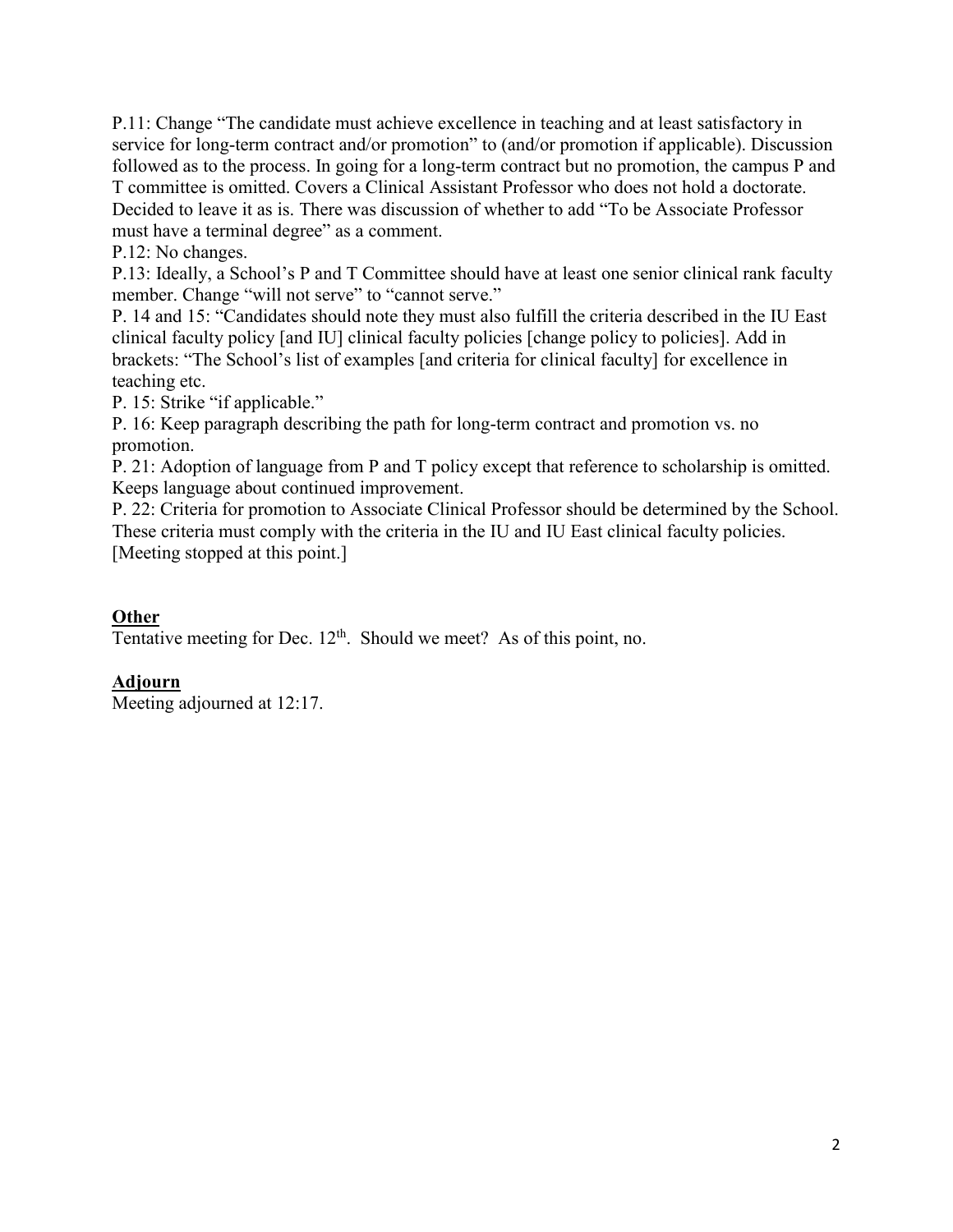P.11: Change "The candidate must achieve excellence in teaching and at least satisfactory in service for long-term contract and/or promotion" to (and/or promotion if applicable). Discussion followed as to the process. In going for a long-term contract but no promotion, the campus P and T committee is omitted. Covers a Clinical Assistant Professor who does not hold a doctorate. Decided to leave it as is. There was discussion of whether to add "To be Associate Professor must have a terminal degree" as a comment.

P.12: No changes.

P.13: Ideally, a School's P and T Committee should have at least one senior clinical rank faculty member. Change "will not serve" to "cannot serve."

P. 14 and 15: "Candidates should note they must also fulfill the criteria described in the IU East clinical faculty policy [and IU] clinical faculty policies [change policy to policies]. Add in brackets: "The School's list of examples [and criteria for clinical faculty] for excellence in teaching etc.

P. 15: Strike "if applicable."

P. 16: Keep paragraph describing the path for long-term contract and promotion vs. no promotion.

P. 21: Adoption of language from P and T policy except that reference to scholarship is omitted. Keeps language about continued improvement.

P. 22: Criteria for promotion to Associate Clinical Professor should be determined by the School. These criteria must comply with the criteria in the IU and IU East clinical faculty policies. [Meeting stopped at this point.]

## Other

Tentative meeting for Dec. 12th. Should we meet? As of this point, no.

## Adjourn

Meeting adjourned at 12:17.